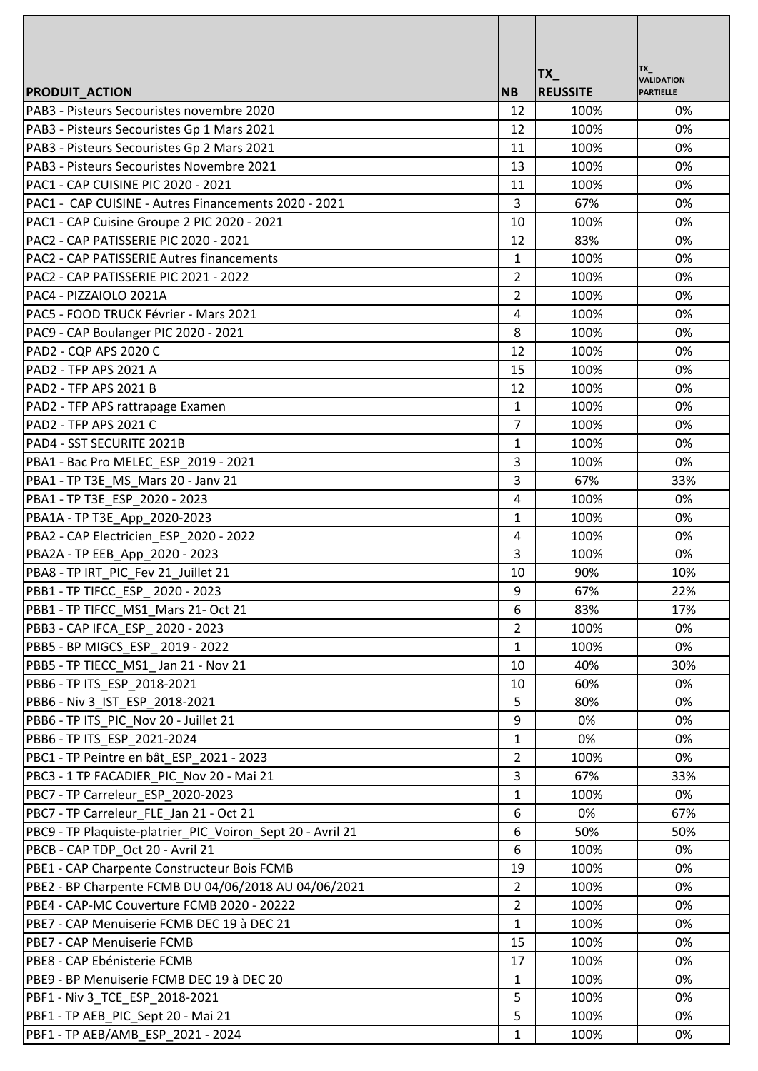| PRODUIT_ACTION | NB | TX_ REUSSITE | TX_ VALIDATION PARTIELLE |
|---|---|---|---|
| PAB3 - Pisteurs Secouristes novembre 2020 | 12 | 100% | 0% |
| PAB3 - Pisteurs Secouristes Gp 1 Mars 2021 | 12 | 100% | 0% |
| PAB3 - Pisteurs Secouristes Gp 2 Mars 2021 | 11 | 100% | 0% |
| PAB3 - Pisteurs Secouristes Novembre 2021 | 13 | 100% | 0% |
| PAC1 - CAP CUISINE PIC 2020 - 2021 | 11 | 100% | 0% |
| PAC1 - CAP CUISINE - Autres Financements 2020 - 2021 | 3 | 67% | 0% |
| PAC1 - CAP Cuisine Groupe 2 PIC 2020 - 2021 | 10 | 100% | 0% |
| PAC2 - CAP PATISSERIE PIC 2020 - 2021 | 12 | 83% | 0% |
| PAC2 - CAP PATISSERIE Autres financements | 1 | 100% | 0% |
| PAC2 - CAP PATISSERIE PIC 2021 - 2022 | 2 | 100% | 0% |
| PAC4 - PIZZAIOLO 2021A | 2 | 100% | 0% |
| PAC5 - FOOD TRUCK Février - Mars 2021 | 4 | 100% | 0% |
| PAC9 - CAP Boulanger PIC 2020 - 2021 | 8 | 100% | 0% |
| PAD2 - CQP APS 2020 C | 12 | 100% | 0% |
| PAD2 - TFP APS 2021 A | 15 | 100% | 0% |
| PAD2 - TFP APS 2021 B | 12 | 100% | 0% |
| PAD2 - TFP APS rattrapage Examen | 1 | 100% | 0% |
| PAD2 - TFP APS 2021 C | 7 | 100% | 0% |
| PAD4 - SST SECURITE 2021B | 1 | 100% | 0% |
| PBA1 - Bac Pro MELEC_ESP_2019 - 2021 | 3 | 100% | 0% |
| PBA1 - TP T3E_MS_Mars 20 - Janv 21 | 3 | 67% | 33% |
| PBA1 - TP T3E_ESP_2020 - 2023 | 4 | 100% | 0% |
| PBA1A - TP T3E_App_2020-2023 | 1 | 100% | 0% |
| PBA2 - CAP Electricien_ESP_2020 - 2022 | 4 | 100% | 0% |
| PBA2A - TP EEB_App_2020 - 2023 | 3 | 100% | 0% |
| PBA8 - TP IRT_PIC_Fev 21_Juillet 21 | 10 | 90% | 10% |
| PBB1 - TP TIFCC_ESP_ 2020 - 2023 | 9 | 67% | 22% |
| PBB1 - TP TIFCC_MS1_Mars 21- Oct 21 | 6 | 83% | 17% |
| PBB3 - CAP IFCA_ESP_ 2020 - 2023 | 2 | 100% | 0% |
| PBB5 - BP MIGCS_ESP_ 2019 - 2022 | 1 | 100% | 0% |
| PBB5 - TP TIECC_MS1_ Jan 21 - Nov 21 | 10 | 40% | 30% |
| PBB6 - TP ITS_ESP_2018-2021 | 10 | 60% | 0% |
| PBB6 - Niv 3_IST_ESP_2018-2021 | 5 | 80% | 0% |
| PBB6 - TP ITS_PIC_Nov 20 - Juillet 21 | 9 | 0% | 0% |
| PBB6 - TP ITS_ESP_2021-2024 | 1 | 0% | 0% |
| PBC1 - TP Peintre en bât_ESP_2021 - 2023 | 2 | 100% | 0% |
| PBC3 - 1 TP FACADIER_PIC_Nov 20 - Mai 21 | 3 | 67% | 33% |
| PBC7 - TP Carreleur_ESP_2020-2023 | 1 | 100% | 0% |
| PBC7 - TP Carreleur_FLE_Jan 21 - Oct 21 | 6 | 0% | 67% |
| PBC9 - TP Plaquiste-platrier_PIC_Voiron_Sept 20 - Avril 21 | 6 | 50% | 50% |
| PBCB - CAP TDP_Oct 20 - Avril 21 | 6 | 100% | 0% |
| PBE1 - CAP Charpente Constructeur Bois FCMB | 19 | 100% | 0% |
| PBE2 - BP Charpente FCMB DU 04/06/2018 AU 04/06/2021 | 2 | 100% | 0% |
| PBE4 - CAP-MC Couverture FCMB 2020 - 20222 | 2 | 100% | 0% |
| PBE7 - CAP Menuiserie FCMB DEC 19 à DEC 21 | 1 | 100% | 0% |
| PBE7 - CAP Menuiserie FCMB | 15 | 100% | 0% |
| PBE8 - CAP Ebénisterie FCMB | 17 | 100% | 0% |
| PBE9 - BP Menuiserie FCMB DEC 19 à DEC 20 | 1 | 100% | 0% |
| PBF1 - Niv 3_TCE_ESP_2018-2021 | 5 | 100% | 0% |
| PBF1 - TP AEB_PIC_Sept 20 - Mai 21 | 5 | 100% | 0% |
| PBF1 - TP AEB/AMB_ESP_2021 - 2024 | 1 | 100% | 0% |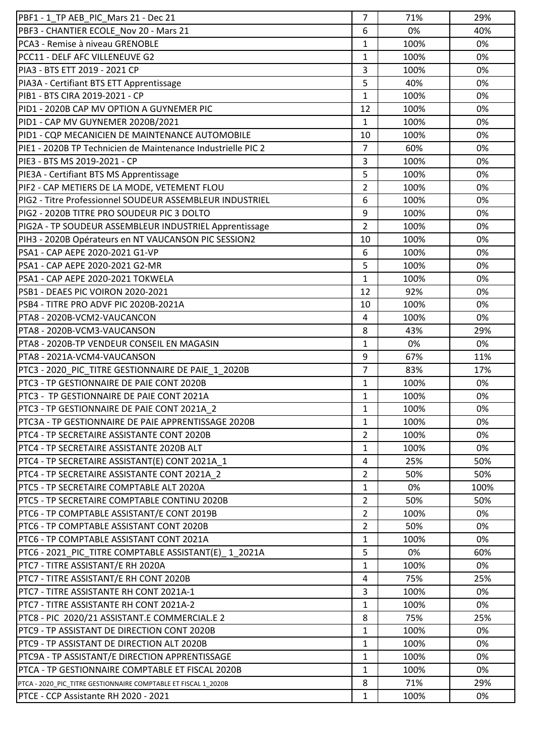| | | | |
|---|---|---|---|
| PBF1 - 1_TP AEB_PIC_Mars 21 - Dec 21 | 7 | 71% | 29% |
| PBF3 - CHANTIER ECOLE_Nov 20 - Mars 21 | 6 | 0% | 40% |
| PCA3 - Remise à niveau GRENOBLE | 1 | 100% | 0% |
| PCC11 - DELF AFC VILLENEUVE G2 | 1 | 100% | 0% |
| PIA3 - BTS ETT 2019 - 2021 CP | 3 | 100% | 0% |
| PIA3A - Certifiant BTS ETT Apprentissage | 5 | 40% | 0% |
| PIB1 - BTS CIRA 2019-2021 - CP | 1 | 100% | 0% |
| PID1 - 2020B CAP MV OPTION A GUYNEMER PIC | 12 | 100% | 0% |
| PID1 - CAP MV GUYNEMER 2020B/2021 | 1 | 100% | 0% |
| PID1 - CQP MECANICIEN DE MAINTENANCE AUTOMOBILE | 10 | 100% | 0% |
| PIE1 - 2020B TP Technicien de Maintenance Industrielle PIC 2 | 7 | 60% | 0% |
| PIE3 - BTS MS 2019-2021 - CP | 3 | 100% | 0% |
| PIE3A - Certifiant BTS MS Apprentissage | 5 | 100% | 0% |
| PIF2 - CAP METIERS DE LA MODE, VETEMENT FLOU | 2 | 100% | 0% |
| PIG2 - Titre Professionnel SOUDEUR ASSEMBLEUR INDUSTRIEL | 6 | 100% | 0% |
| PIG2 - 2020B TITRE PRO SOUDEUR PIC 3 DOLTO | 9 | 100% | 0% |
| PIG2A - TP SOUDEUR ASSEMBLEUR INDUSTRIEL Apprentissage | 2 | 100% | 0% |
| PIH3 - 2020B Opérateurs en NT VAUCANSON PIC SESSION2 | 10 | 100% | 0% |
| PSA1 - CAP AEPE 2020-2021 G1-VP | 6 | 100% | 0% |
| PSA1 - CAP AEPE 2020-2021 G2-MR | 5 | 100% | 0% |
| PSA1 - CAP AEPE 2020-2021 TOKWELA | 1 | 100% | 0% |
| PSB1 - DEAES PIC VOIRON 2020-2021 | 12 | 92% | 0% |
| PSB4 - TITRE PRO ADVF PIC 2020B-2021A | 10 | 100% | 0% |
| PTA8 - 2020B-VCM2-VAUCANCON | 4 | 100% | 0% |
| PTA8 - 2020B-VCM3-VAUCANSON | 8 | 43% | 29% |
| PTA8 - 2020B-TP VENDEUR CONSEIL EN MAGASIN | 1 | 0% | 0% |
| PTA8 - 2021A-VCM4-VAUCANSON | 9 | 67% | 11% |
| PTC3 - 2020_PIC_TITRE GESTIONNAIRE DE PAIE_1_2020B | 7 | 83% | 17% |
| PTC3 - TP GESTIONNAIRE DE PAIE CONT 2020B | 1 | 100% | 0% |
| PTC3 - TP GESTIONNAIRE DE PAIE CONT 2021A | 1 | 100% | 0% |
| PTC3 - TP GESTIONNAIRE DE PAIE CONT 2021A_2 | 1 | 100% | 0% |
| PTC3A - TP GESTIONNAIRE DE PAIE APPRENTISSAGE 2020B | 1 | 100% | 0% |
| PTC4 - TP SECRETAIRE ASSISTANTE CONT 2020B | 2 | 100% | 0% |
| PTC4 - TP SECRETAIRE ASSISTANTE 2020B ALT | 1 | 100% | 0% |
| PTC4 - TP SECRETAIRE ASSISTANT(E) CONT 2021A_1 | 4 | 25% | 50% |
| PTC4 - TP SECRETAIRE ASSISTANTE CONT 2021A_2 | 2 | 50% | 50% |
| PTC5 - TP SECRETAIRE COMPTABLE ALT 2020A | 1 | 0% | 100% |
| PTC5 - TP SECRETAIRE COMPTABLE CONTINU 2020B | 2 | 50% | 50% |
| PTC6 - TP COMPTABLE ASSISTANT/E CONT 2019B | 2 | 100% | 0% |
| PTC6 - TP COMPTABLE ASSISTANT CONT 2020B | 2 | 50% | 0% |
| PTC6 - TP COMPTABLE ASSISTANT CONT 2021A | 1 | 100% | 0% |
| PTC6 - 2021_PIC_TITRE COMPTABLE ASSISTANT(E)_ 1_2021A | 5 | 0% | 60% |
| PTC7 - TITRE ASSISTANT/E RH 2020A | 1 | 100% | 0% |
| PTC7 - TITRE ASSISTANT/E RH CONT 2020B | 4 | 75% | 25% |
| PTC7 - TITRE ASSISTANTE RH CONT 2021A-1 | 3 | 100% | 0% |
| PTC7 - TITRE ASSISTANTE RH CONT 2021A-2 | 1 | 100% | 0% |
| PTC8 - PIC 2020/21 ASSISTANT.E COMMERCIAL.E 2 | 8 | 75% | 25% |
| PTC9 - TP ASSISTANT DE DIRECTION CONT 2020B | 1 | 100% | 0% |
| PTC9 - TP ASSISTANT DE DIRECTION ALT 2020B | 1 | 100% | 0% |
| PTC9A - TP ASSISTANT/E DIRECTION APPRENTISSAGE | 1 | 100% | 0% |
| PTCA - TP GESTIONNAIRE COMPTABLE ET FISCAL 2020B | 1 | 100% | 0% |
| PTCA - 2020_PIC_TITRE GESTIONNAIRE COMPTABLE ET FISCAL 1_2020B | 8 | 71% | 29% |
| PTCE - CCP Assistante RH 2020 - 2021 | 1 | 100% | 0% |